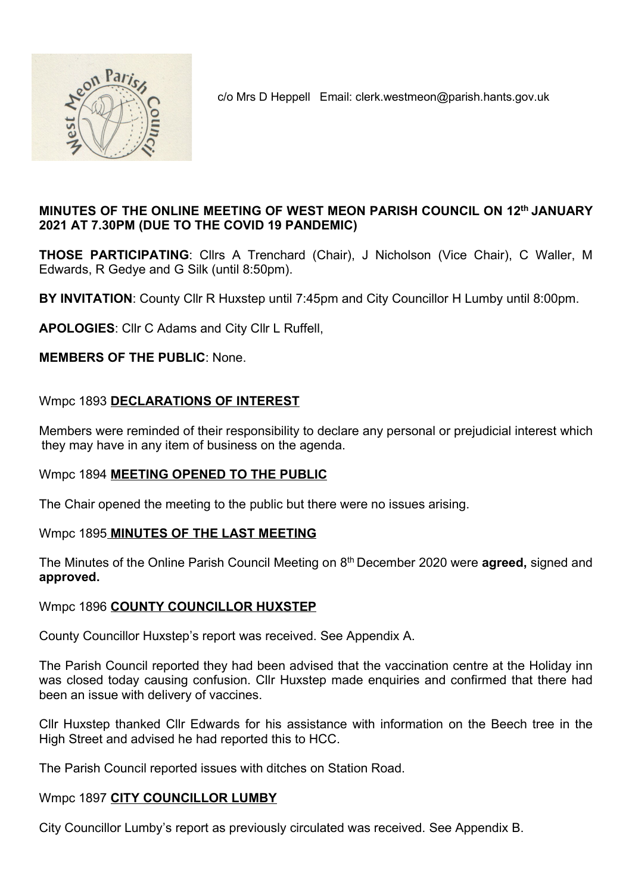c/o Mrs D Heppell Email: clerk.westmeon@parish.hants.gov.uk

**MINUTES OF THE ONLINE MEETING OF WEST MEON PARISH COUNCIL ON 12th JANUARY 2021 AT 7.30PM (DUE TO THE COVID 19 PANDEMIC)**

**THOSE PARTICIPATING**: Cllrs A Trenchard (Chair), J Nicholson (Vice Chair), C Waller, M Edwards, R Gedye and G Silk (until 8:50pm).

**BY INVITATION**: County Cllr R Huxstep until 7:45pm and City Councillor H Lumby until 8:00pm.

**APOLOGIES**: Cllr C Adams and City Cllr L Ruffell,

**MEMBERS OF THE PUBLIC**: None.

Wmpc 1893 **DECLARATIONS OF INTEREST**

Members were reminded of their responsibility to declare any personal or prejudicial interest which they may have in any item of business on the agenda.

Wmpc 1894 **MEETING OPENED TO THE PUBLIC**

The Chair opened the meeting to the public but there were no issues arising.

Wmpc 1895 **MINUTES OF THE LAST MEETING**

The Minutes of the Online Parish Council Meeting on 8th December 2020 were **agreed,** signed and **approved.**

Wmpc 1896 **COUNTY COUNCILLOR HUXSTEP**

County Councillor Huxstep's report was received. See Appendix A.

The Parish Council reported they had been advised that the vaccination centre at the Holiday inn was closed today causing confusion. Cllr Huxstep made enquiries and confirmed that there had been an issue with delivery of vaccines.

Cllr Huxstep thanked Cllr Edwards for his assistance with information on the Beech tree in the High Street and advised he had reported this to HCC.

The Parish Council reported issues with ditches on Station Road.

Wmpc 1897 **CITY COUNCILLOR LUMBY**

City Councillor Lumby's report as previously circulated was received. See Appendix B.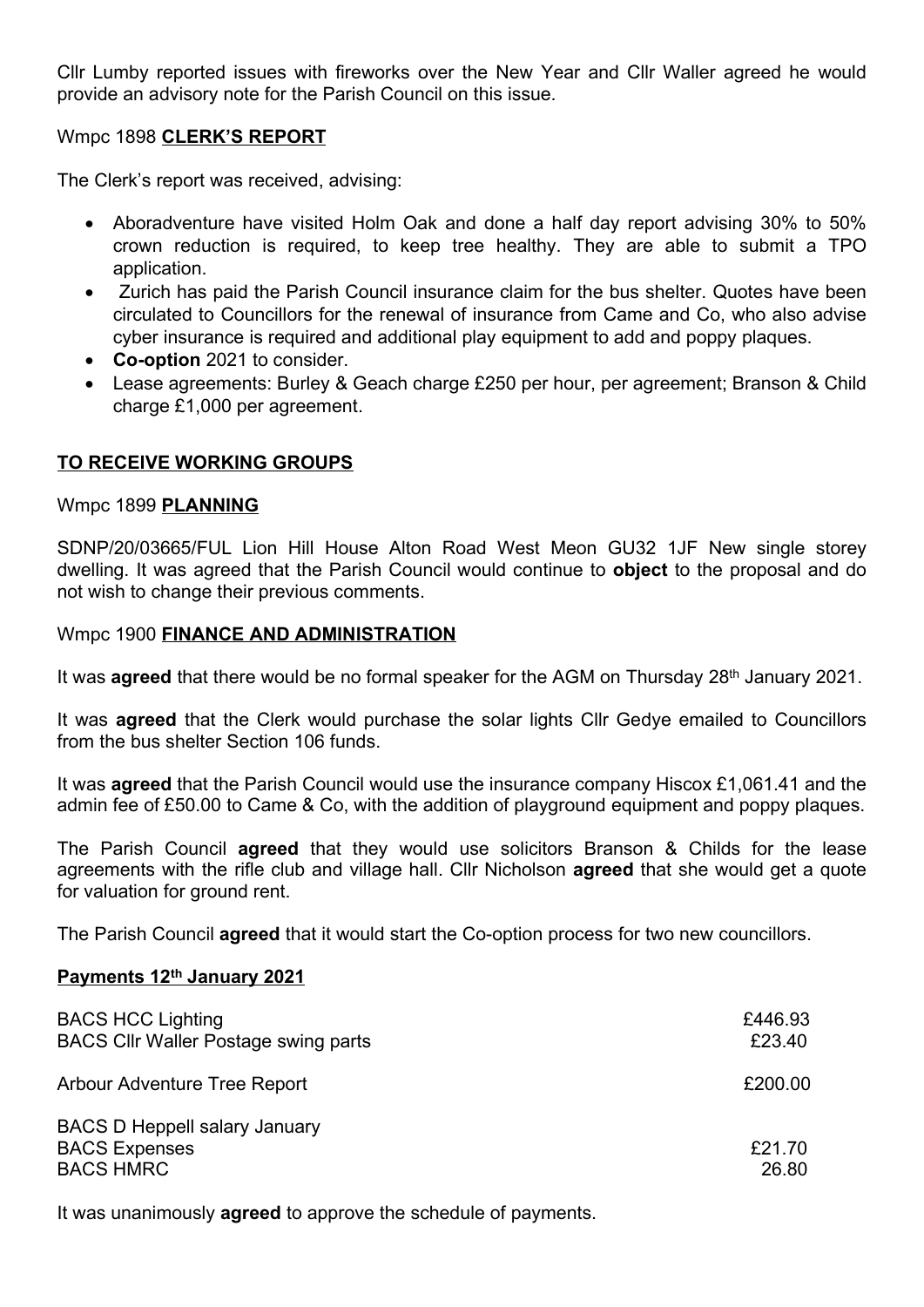Cllr Lumby reported issues with fireworks over the New Year and Cllr Waller agreed he would provide an advisory note for the Parish Council on this issue.

Wmpc 1898 **CLERK'S REPORT**

The Clerk's report was received, advising:

- Aboradventure have visited Holm Oak and done a half day report advising 30% to 50% crown reduction is required, to keep tree healthy. They are able to submit a TPO application.
- Zurich has paid the Parish Council insurance claim for the bus shelter. Quotes have been circulated to Councillors for the renewal of insurance from Came and Co, who also advise cyber insurance is required and additional play equipment to add and poppy plaques.
- **Co-option** 2021 to consider.
- Lease agreements: Burley & Geach charge £250 per hour, per agreement; Branson & Child charge £1,000 per agreement.

**TO RECEIVE WORKING GROUPS**

Wmpc 1899 **PLANNING**

SDNP/20/03665/FUL Lion Hill House Alton Road West Meon GU32 1JF New single storey dwelling. It was agreed that the Parish Council would continue to **object** to the proposal and do not wish to change their previous comments.

Wmpc 1900 **FINANCE AND ADMINISTRATION**

It was **agreed** that there would be no formal speaker for the AGM on Thursday 28th January 2021.

It was **agreed** that the Clerk would purchase the solar lights Cllr Gedye emailed to Councillors from the bus shelter Section 106 funds.

It was **agreed** that the Parish Council would use the insurance company Hiscox £1,061.41 and the admin fee of £50.00 to Came & Co, with the addition of playground equipment and poppy plaques.

The Parish Council **agreed** that they would use solicitors Branson & Childs for the lease agreements with the rifle club and village hall. Cllr Nicholson **agreed** that she would get a quote for valuation for ground rent.

The Parish Council **agreed** that it would start the Co-option process for two new councillors.

**Payments 12th January 2021**

| | |
|---|---|
| BACS HCC Lighting | £446.93 |
| BACS Cllr Waller Postage swing parts | £23.40 |
| Arbour Adventure Tree Report | £200.00 |
| BACS D Heppell salary January | |
| BACS Expenses | £21.70 |
| BACS HMRC | 26.80 |

It was unanimously **agreed** to approve the schedule of payments.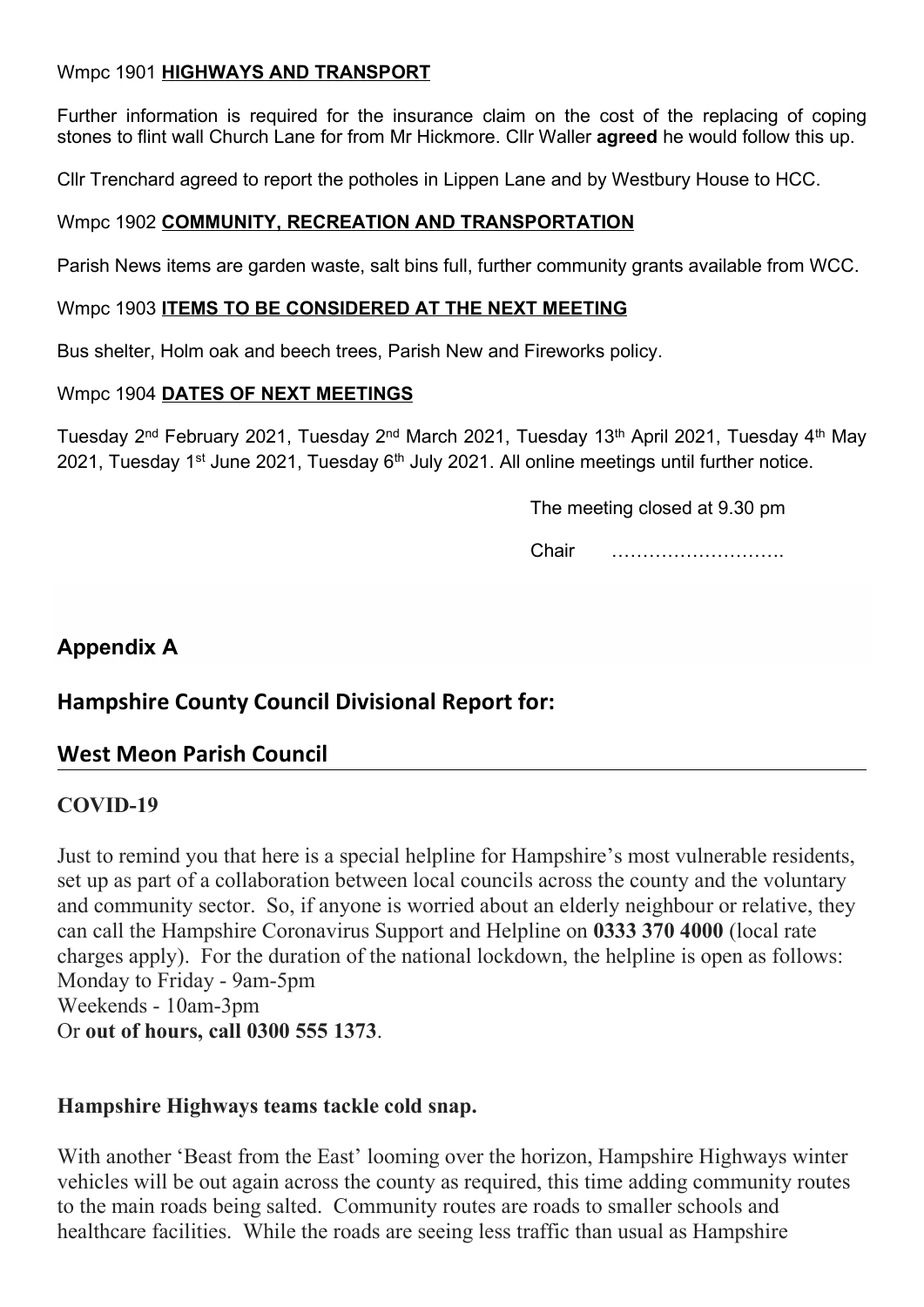### Wmpc 1901 **HIGHWAYS AND TRANSPORT**

Further information is required for the insurance claim on the cost of the replacing of coping stones to flint wall Church Lane for from Mr Hickmore. Cllr Waller **agreed** he would follow this up.

Cllr Trenchard agreed to report the potholes in Lippen Lane and by Westbury House to HCC.

### Wmpc 1902 **COMMUNITY, RECREATION AND TRANSPORTATION**

Parish News items are garden waste, salt bins full, further community grants available from WCC.

### Wmpc 1903 **ITEMS TO BE CONSIDERED AT THE NEXT MEETING**

Bus shelter, Holm oak and beech trees, Parish New and Fireworks policy.

### Wmpc 1904 **DATES OF NEXT MEETINGS**

Tuesday 2nd February 2021, Tuesday 2nd March 2021, Tuesday 13th April 2021, Tuesday 4th May 2021, Tuesday 1st June 2021, Tuesday 6th July 2021. All online meetings until further notice.

The meeting closed at 9.30 pm

Chair ……………………….

## Appendix A

## Hampshire County Council Divisional Report for:

## West Meon Parish Council

### COVID-19

Just to remind you that here is a special helpline for Hampshire's most vulnerable residents, set up as part of a collaboration between local councils across the county and the voluntary and community sector. So, if anyone is worried about an elderly neighbour or relative, they can call the Hampshire Coronavirus Support and Helpline on **0333 370 4000** (local rate charges apply). For the duration of the national lockdown, the helpline is open as follows:
Monday to Friday - 9am-5pm
Weekends - 10am-3pm
Or **out of hours, call 0300 555 1373**.

### Hampshire Highways teams tackle cold snap.

With another 'Beast from the East' looming over the horizon, Hampshire Highways winter vehicles will be out again across the county as required, this time adding community routes to the main roads being salted. Community routes are roads to smaller schools and healthcare facilities. While the roads are seeing less traffic than usual as Hampshire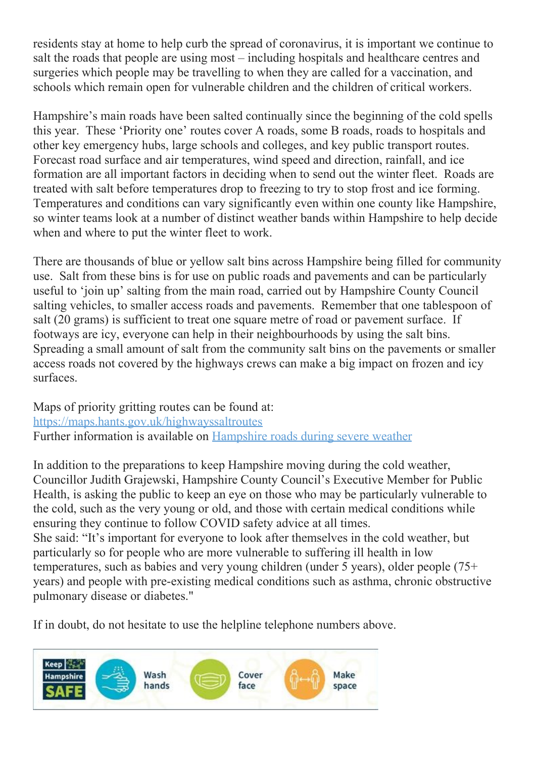residents stay at home to help curb the spread of coronavirus, it is important we continue to salt the roads that people are using most – including hospitals and healthcare centres and surgeries which people may be travelling to when they are called for a vaccination, and schools which remain open for vulnerable children and the children of critical workers.

Hampshire's main roads have been salted continually since the beginning of the cold spells this year. These 'Priority one' routes cover A roads, some B roads, roads to hospitals and other key emergency hubs, large schools and colleges, and key public transport routes. Forecast road surface and air temperatures, wind speed and direction, rainfall, and ice formation are all important factors in deciding when to send out the winter fleet. Roads are treated with salt before temperatures drop to freezing to try to stop frost and ice forming. Temperatures and conditions can vary significantly even within one county like Hampshire, so winter teams look at a number of distinct weather bands within Hampshire to help decide when and where to put the winter fleet to work.

There are thousands of blue or yellow salt bins across Hampshire being filled for community use. Salt from these bins is for use on public roads and pavements and can be particularly useful to 'join up' salting from the main road, carried out by Hampshire County Council salting vehicles, to smaller access roads and pavements. Remember that one tablespoon of salt (20 grams) is sufficient to treat one square metre of road or pavement surface. If footways are icy, everyone can help in their neighbourhoods by using the salt bins. Spreading a small amount of salt from the community salt bins on the pavements or smaller access roads not covered by the highways crews can make a big impact on frozen and icy surfaces.

Maps of priority gritting routes can be found at:
[https://maps.hants.gov.uk/highwayssaltroutes](https://maps.hants.gov.uk/highwayssaltroutes)
Further information is available on [Hampshire roads during severe weather]()

In addition to the preparations to keep Hampshire moving during the cold weather, Councillor Judith Grajewski, Hampshire County Council's Executive Member for Public Health, is asking the public to keep an eye on those who may be particularly vulnerable to the cold, such as the very young or old, and those with certain medical conditions while ensuring they continue to follow COVID safety advice at all times.
She said: "It's important for everyone to look after themselves in the cold weather, but particularly so for people who are more vulnerable to suffering ill health in low temperatures, such as babies and very young children (under 5 years), older people (75+ years) and people with pre-existing medical conditions such as asthma, chronic obstructive pulmonary disease or diabetes."

If in doubt, do not hesitate to use the helpline telephone numbers above.

Keep Hampshire SAFE — Wash hands — Cover face — Make space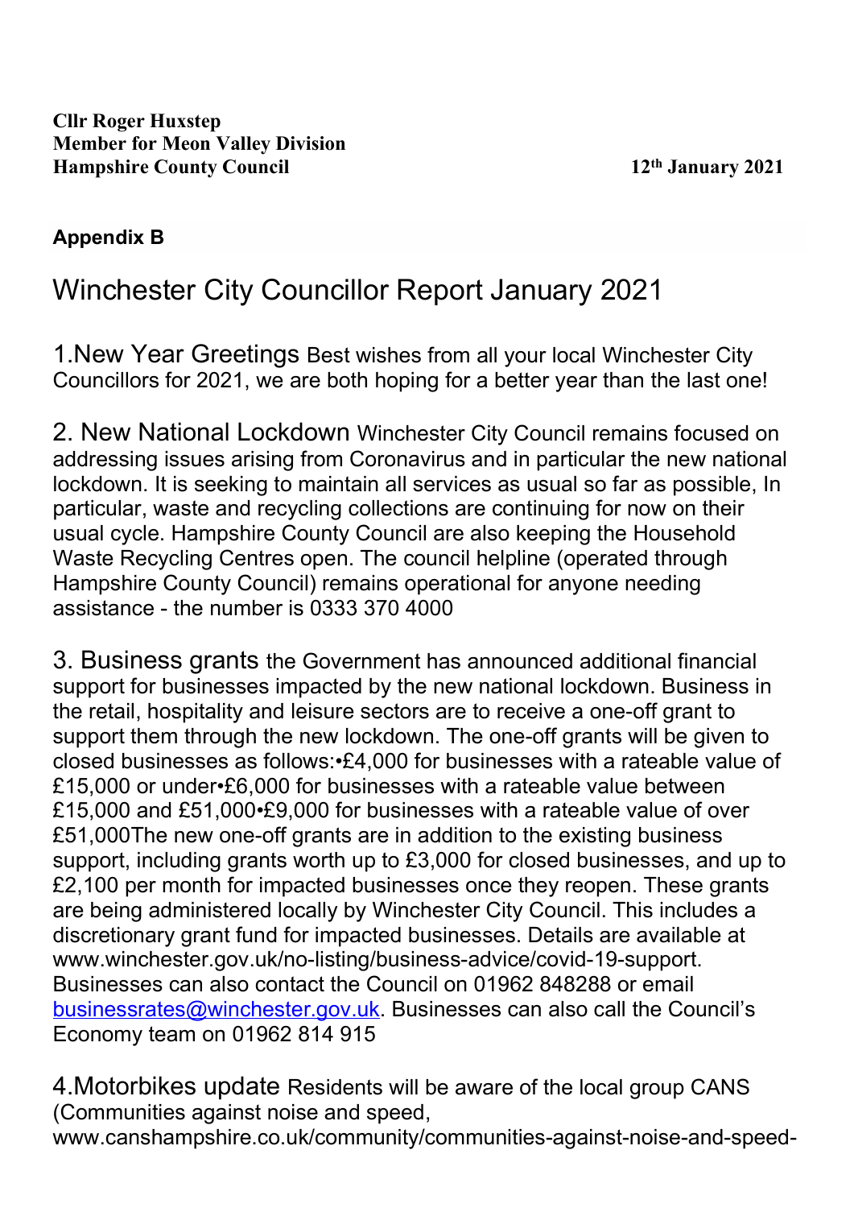**Cllr Roger Huxstep**
**Member for Meon Valley Division**
**Hampshire County Council** **12th January 2021**

**Appendix B**

# Winchester City Councillor Report January 2021

1.New Year Greetings Best wishes from all your local Winchester City Councillors for 2021, we are both hoping for a better year than the last one!

2. New National Lockdown Winchester City Council remains focused on addressing issues arising from Coronavirus and in particular the new national lockdown. It is seeking to maintain all services as usual so far as possible, In particular, waste and recycling collections are continuing for now on their usual cycle. Hampshire County Council are also keeping the Household Waste Recycling Centres open. The council helpline (operated through Hampshire County Council) remains operational for anyone needing assistance - the number is 0333 370 4000

3. Business grants the Government has announced additional financial support for businesses impacted by the new national lockdown. Business in the retail, hospitality and leisure sectors are to receive a one-off grant to support them through the new lockdown. The one-off grants will be given to closed businesses as follows:•£4,000 for businesses with a rateable value of £15,000 or under•£6,000 for businesses with a rateable value between £15,000 and £51,000•£9,000 for businesses with a rateable value of over £51,000The new one-off grants are in addition to the existing business support, including grants worth up to £3,000 for closed businesses, and up to £2,100 per month for impacted businesses once they reopen. These grants are being administered locally by Winchester City Council. This includes a discretionary grant fund for impacted businesses. Details are available at www.winchester.gov.uk/no-listing/business-advice/covid-19-support. Businesses can also contact the Council on 01962 848288 or email businessrates@winchester.gov.uk. Businesses can also call the Council's Economy team on 01962 814 915

4.Motorbikes update Residents will be aware of the local group CANS (Communities against noise and speed, www.canshampshire.co.uk/community/communities-against-noise-and-speed-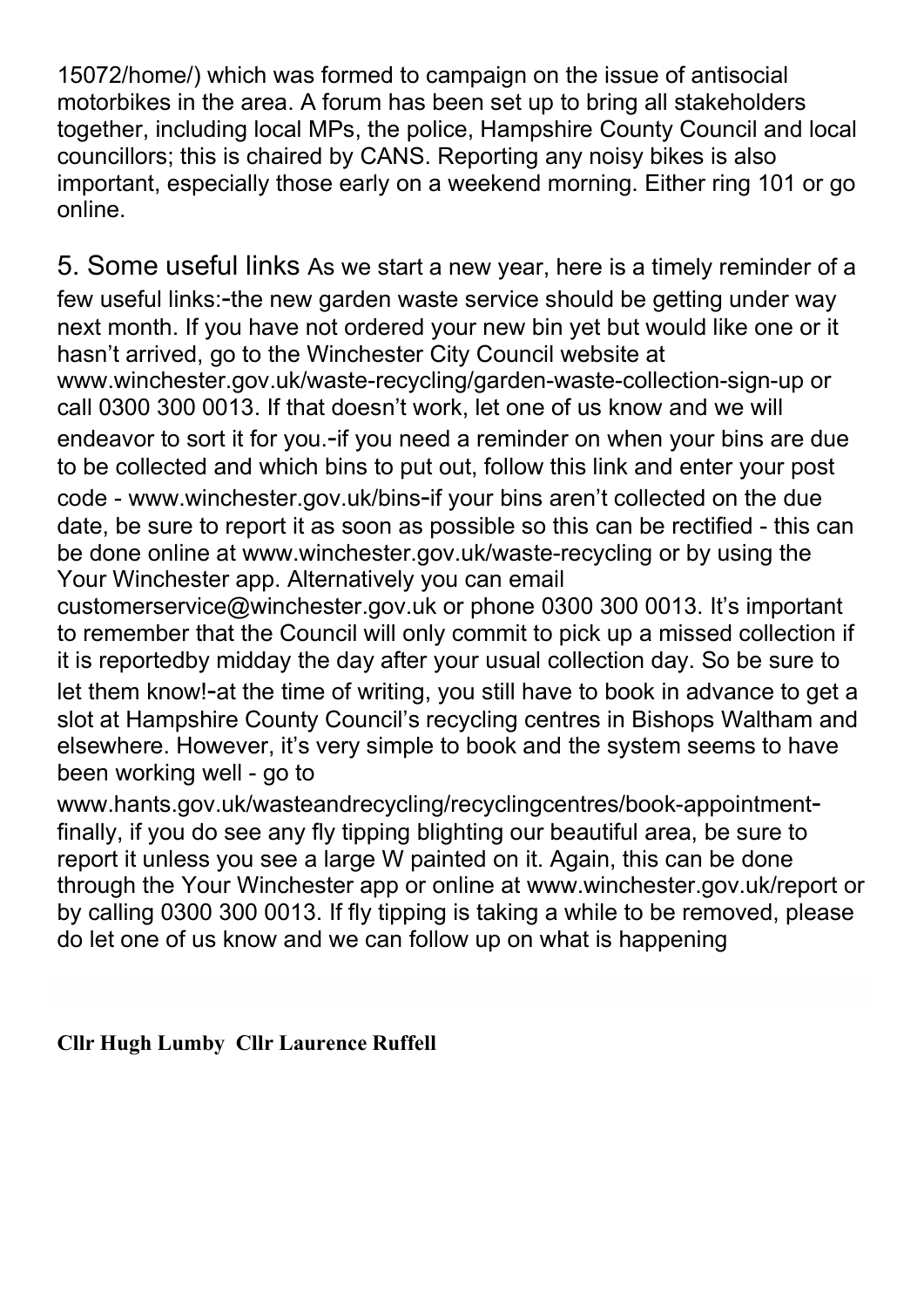15072/home/) which was formed to campaign on the issue of antisocial motorbikes in the area. A forum has been set up to bring all stakeholders together, including local MPs, the police, Hampshire County Council and local councillors; this is chaired by CANS. Reporting any noisy bikes is also important, especially those early on a weekend morning. Either ring 101 or go online.

5. Some useful links As we start a new year, here is a timely reminder of a few useful links:-the new garden waste service should be getting under way next month. If you have not ordered your new bin yet but would like one or it hasn't arrived, go to the Winchester City Council website at www.winchester.gov.uk/waste-recycling/garden-waste-collection-sign-up or call 0300 300 0013. If that doesn't work, let one of us know and we will endeavor to sort it for you.-if you need a reminder on when your bins are due to be collected and which bins to put out, follow this link and enter your post code - www.winchester.gov.uk/bins-if your bins aren't collected on the due date, be sure to report it as soon as possible so this can be rectified - this can be done online at www.winchester.gov.uk/waste-recycling or by using the Your Winchester app. Alternatively you can email customerservice@winchester.gov.uk or phone 0300 300 0013. It's important to remember that the Council will only commit to pick up a missed collection if it is reportedby midday the day after your usual collection day. So be sure to let them know!-at the time of writing, you still have to book in advance to get a slot at Hampshire County Council's recycling centres in Bishops Waltham and elsewhere. However, it's very simple to book and the system seems to have been working well - go to www.hants.gov.uk/wasteandrecycling/recyclingcentres/book-appointment-finally, if you do see any fly tipping blighting our beautiful area, be sure to report it unless you see a large W painted on it. Again, this can be done through the Your Winchester app or online at www.winchester.gov.uk/report or by calling 0300 300 0013. If fly tipping is taking a while to be removed, please do let one of us know and we can follow up on what is happening

**Cllr Hugh Lumby Cllr Laurence Ruffell**